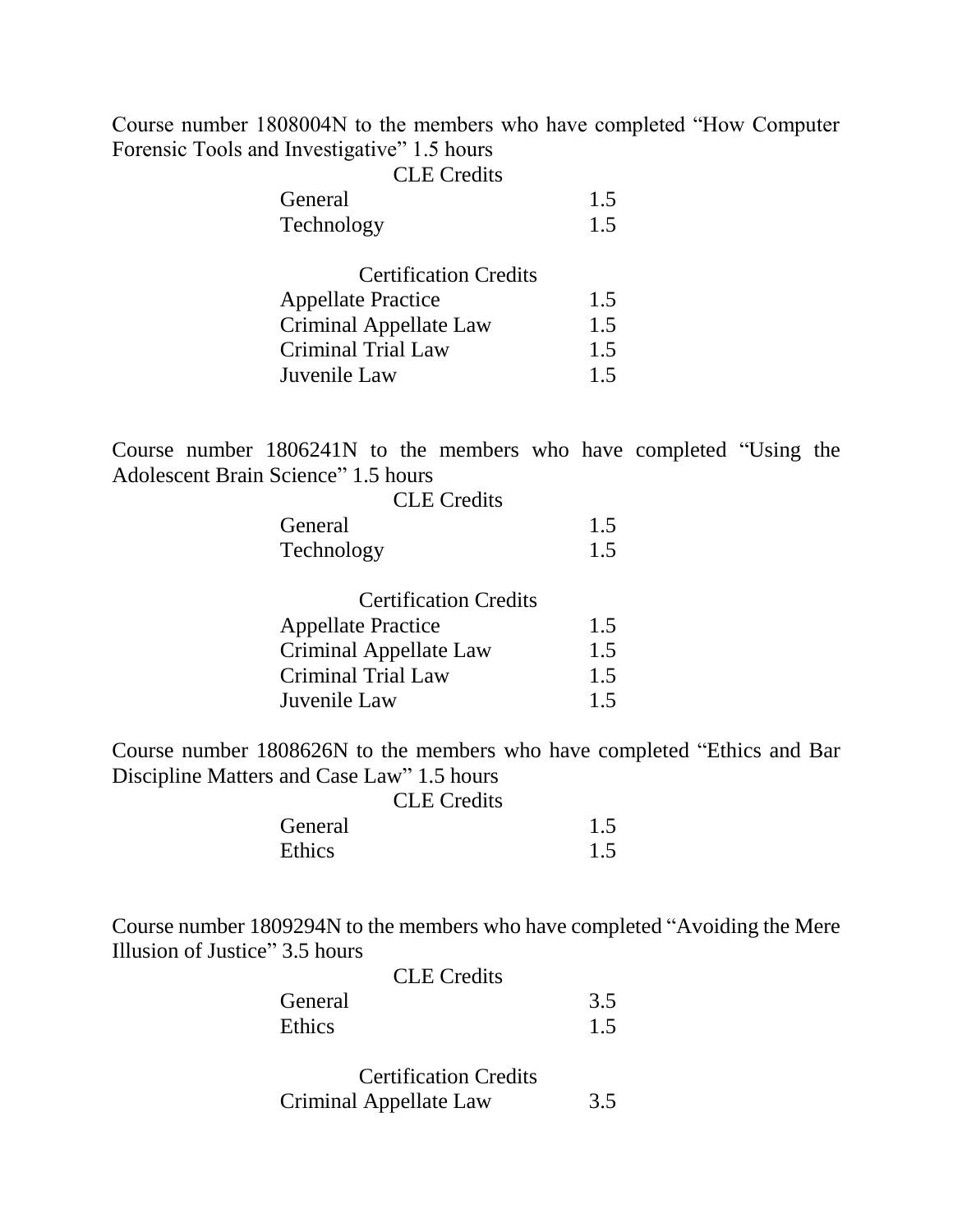Course number 1808004N to the members who have completed "How Computer Forensic Tools and Investigative" 1.5 hours

| CLE Credits | |
|---|---|
| General | 1.5 |
| Technology | 1.5 |

| Certification Credits | |
|---|---|
| Appellate Practice | 1.5 |
| Criminal Appellate Law | 1.5 |
| Criminal Trial Law | 1.5 |
| Juvenile Law | 1.5 |

Course number 1806241N to the members who have completed "Using the Adolescent Brain Science" 1.5 hours

| CLE Credits | |
|---|---|
| General | 1.5 |
| Technology | 1.5 |

| Certification Credits | |
|---|---|
| Appellate Practice | 1.5 |
| Criminal Appellate Law | 1.5 |
| Criminal Trial Law | 1.5 |
| Juvenile Law | 1.5 |

Course number 1808626N to the members who have completed "Ethics and Bar Discipline Matters and Case Law" 1.5 hours

| CLE Credits | |
|---|---|
| General | 1.5 |
| Ethics | 1.5 |

Course number 1809294N to the members who have completed "Avoiding the Mere Illusion of Justice" 3.5 hours

| CLE Credits | |
|---|---|
| General | 3.5 |
| Ethics | 1.5 |

| Certification Credits | |
|---|---|
| Criminal Appellate Law | 3.5 |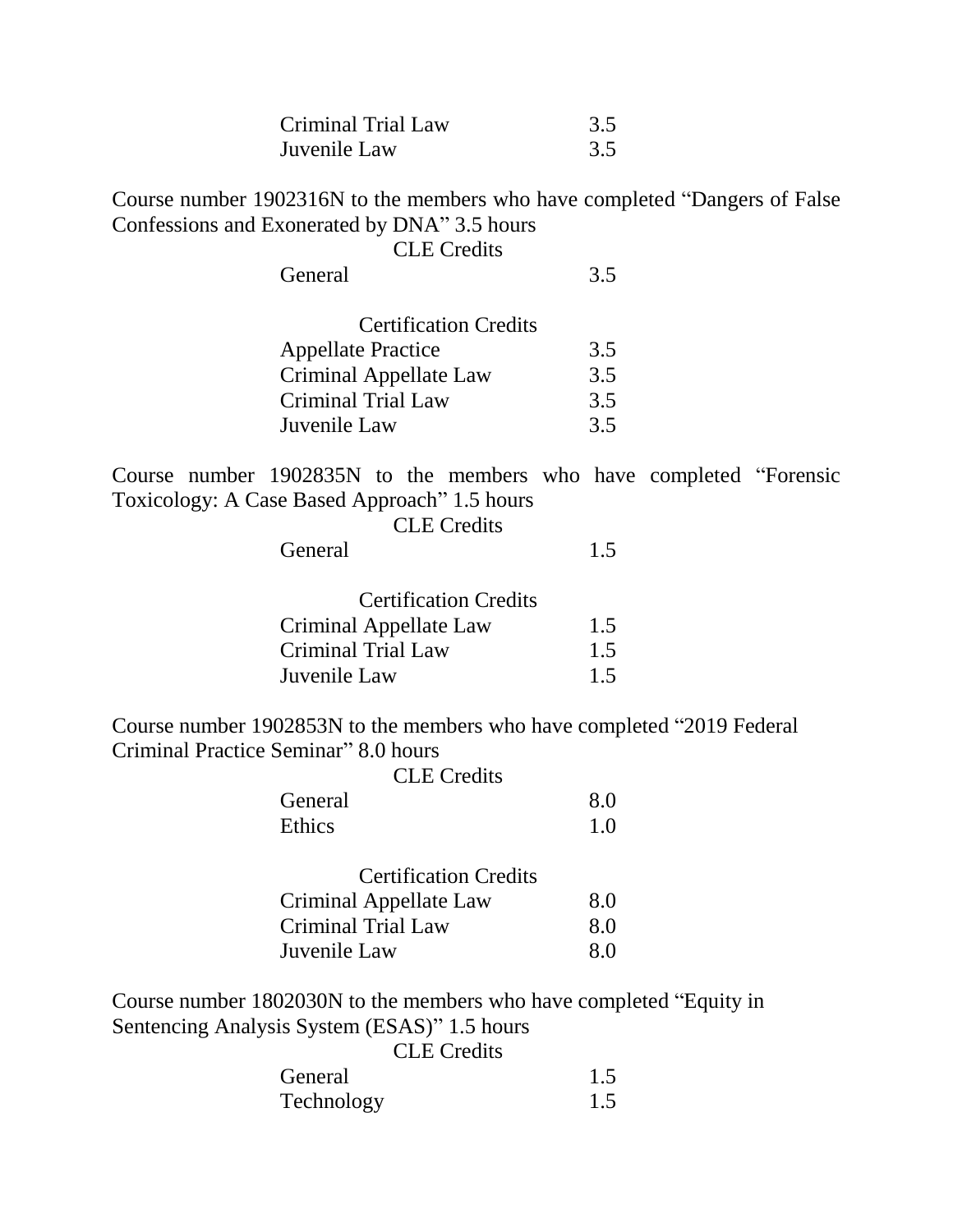| | |
|---|---|
| Criminal Trial Law | 3.5 |
| Juvenile Law | 3.5 |

Course number 1902316N to the members who have completed "Dangers of False Confessions and Exonerated by DNA" 3.5 hours

CLE Credits

| | |
|---|---|
| General | 3.5 |

Certification Credits

| | |
|---|---|
| Appellate Practice | 3.5 |
| Criminal Appellate Law | 3.5 |
| Criminal Trial Law | 3.5 |
| Juvenile Law | 3.5 |

Course number 1902835N to the members who have completed "Forensic Toxicology: A Case Based Approach" 1.5 hours

CLE Credits

| | |
|---|---|
| General | 1.5 |

Certification Credits

| | |
|---|---|
| Criminal Appellate Law | 1.5 |
| Criminal Trial Law | 1.5 |
| Juvenile Law | 1.5 |

Course number 1902853N to the members who have completed "2019 Federal Criminal Practice Seminar" 8.0 hours

CLE Credits

| | |
|---|---|
| General | 8.0 |
| Ethics | 1.0 |

Certification Credits

| | |
|---|---|
| Criminal Appellate Law | 8.0 |
| Criminal Trial Law | 8.0 |
| Juvenile Law | 8.0 |

Course number 1802030N to the members who have completed "Equity in Sentencing Analysis System (ESAS)" 1.5 hours

CLE Credits

| | |
|---|---|
| General | 1.5 |
| Technology | 1.5 |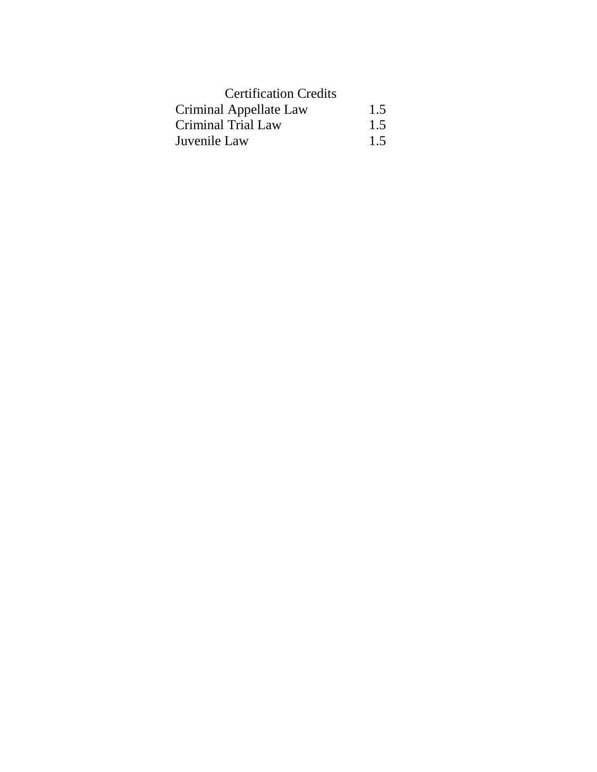| Certification Credits | |
|---|---|
| Criminal Appellate Law | 1.5 |
| Criminal Trial Law | 1.5 |
| Juvenile Law | 1.5 |